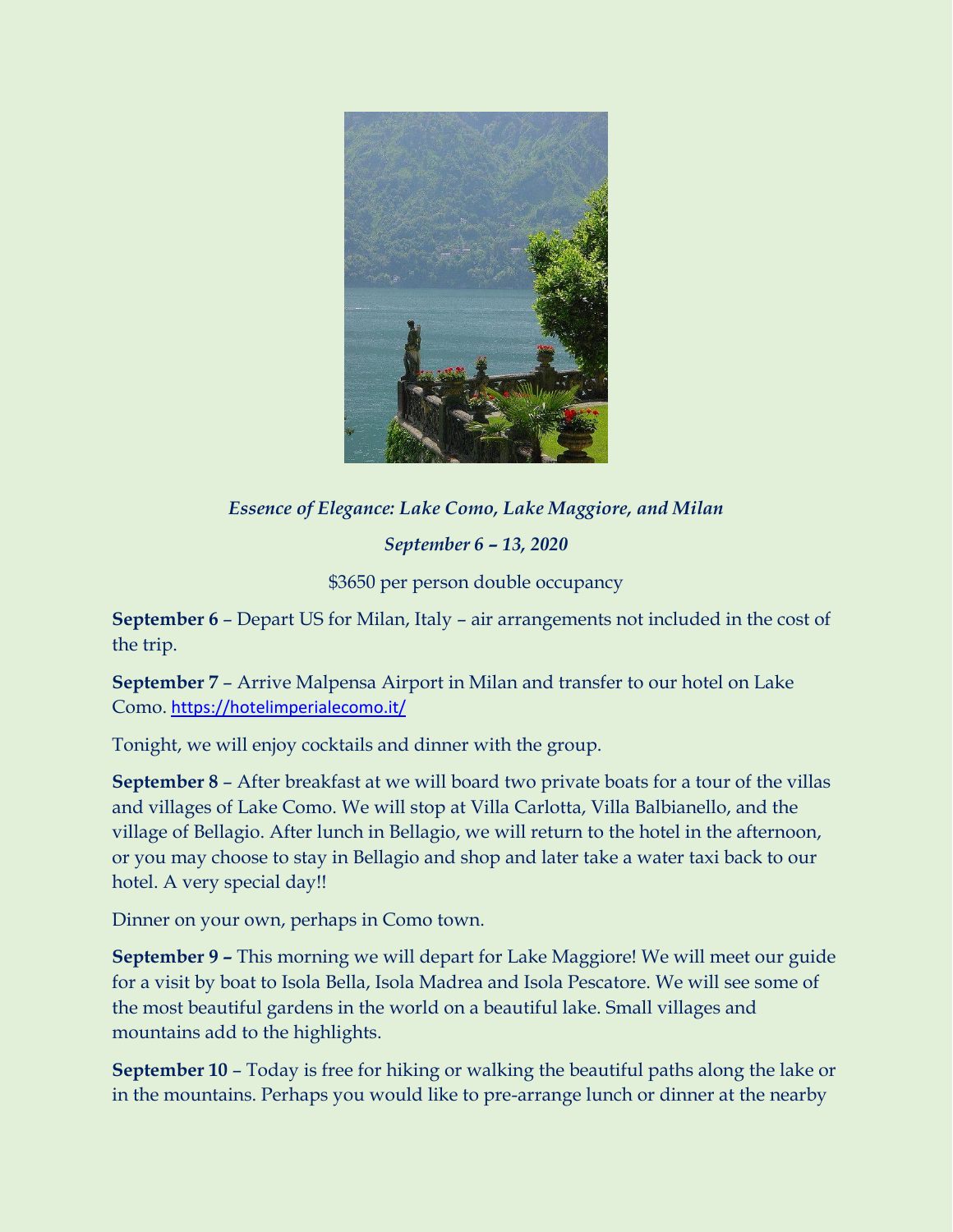*Essence of Elegance: Lake Como, Lake Maggiore, and Milan*

*September 6 – 13, 2020*

$3650 per person double occupancy

**September 6** – Depart US for Milan, Italy – air arrangements not included in the cost of the trip.

**September 7** – Arrive Malpensa Airport in Milan and transfer to our hotel on Lake Como. https://hotelimperialecomo.it/

Tonight, we will enjoy cocktails and dinner with the group.

**September 8** – After breakfast at we will board two private boats for a tour of the villas and villages of Lake Como. We will stop at Villa Carlotta, Villa Balbianello, and the village of Bellagio. After lunch in Bellagio, we will return to the hotel in the afternoon, or you may choose to stay in Bellagio and shop and later take a water taxi back to our hotel. A very special day!!

Dinner on your own, perhaps in Como town.

**September 9 –** This morning we will depart for Lake Maggiore! We will meet our guide for a visit by boat to Isola Bella, Isola Madrea and Isola Pescatore. We will see some of the most beautiful gardens in the world on a beautiful lake. Small villages and mountains add to the highlights.

**September 10** – Today is free for hiking or walking the beautiful paths along the lake or in the mountains. Perhaps you would like to pre-arrange lunch or dinner at the nearby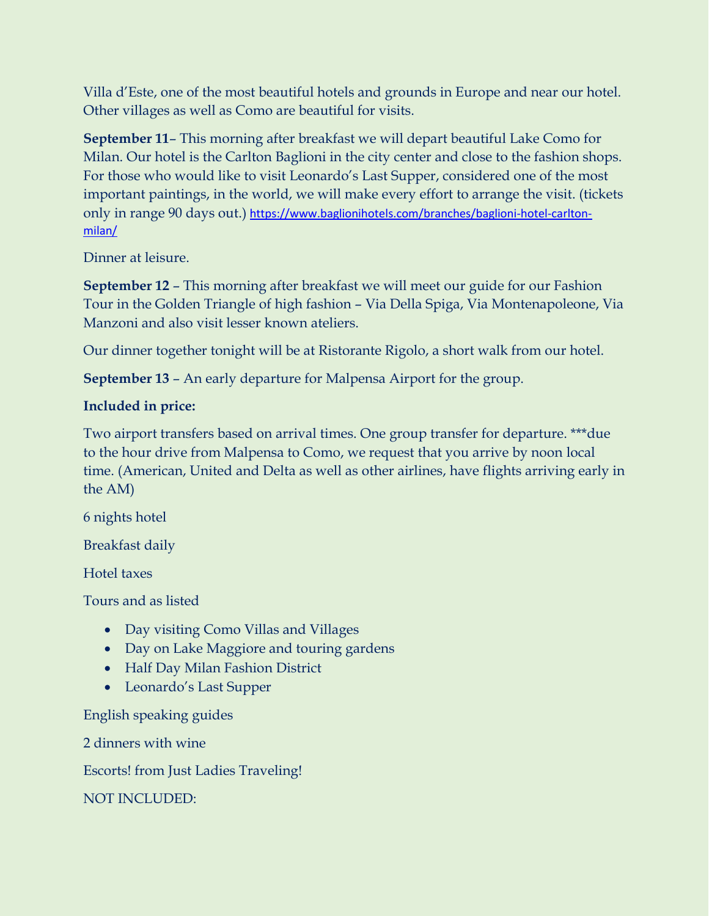Villa d'Este, one of the most beautiful hotels and grounds in Europe and near our hotel. Other villages as well as Como are beautiful for visits.

**September 11**– This morning after breakfast we will depart beautiful Lake Como for Milan. Our hotel is the Carlton Baglioni in the city center and close to the fashion shops. For those who would like to visit Leonardo's Last Supper, considered one of the most important paintings, in the world, we will make every effort to arrange the visit. (tickets only in range 90 days out.) https://www.baglionihotels.com/branches/baglioni-hotel-carlton-milan/

Dinner at leisure.

**September 12** – This morning after breakfast we will meet our guide for our Fashion Tour in the Golden Triangle of high fashion – Via Della Spiga, Via Montenapoleone, Via Manzoni and also visit lesser known ateliers.

Our dinner together tonight will be at Ristorante Rigolo, a short walk from our hotel.

**September 13** – An early departure for Malpensa Airport for the group.

**Included in price:**

Two airport transfers based on arrival times. One group transfer for departure. ***due to the hour drive from Malpensa to Como, we request that you arrive by noon local time. (American, United and Delta as well as other airlines, have flights arriving early in the AM)

6 nights hotel

Breakfast daily

Hotel taxes

Tours and as listed

- Day visiting Como Villas and Villages
- Day on Lake Maggiore and touring gardens
- Half Day Milan Fashion District
- Leonardo's Last Supper

English speaking guides

2 dinners with wine

Escorts! from Just Ladies Traveling!

NOT INCLUDED: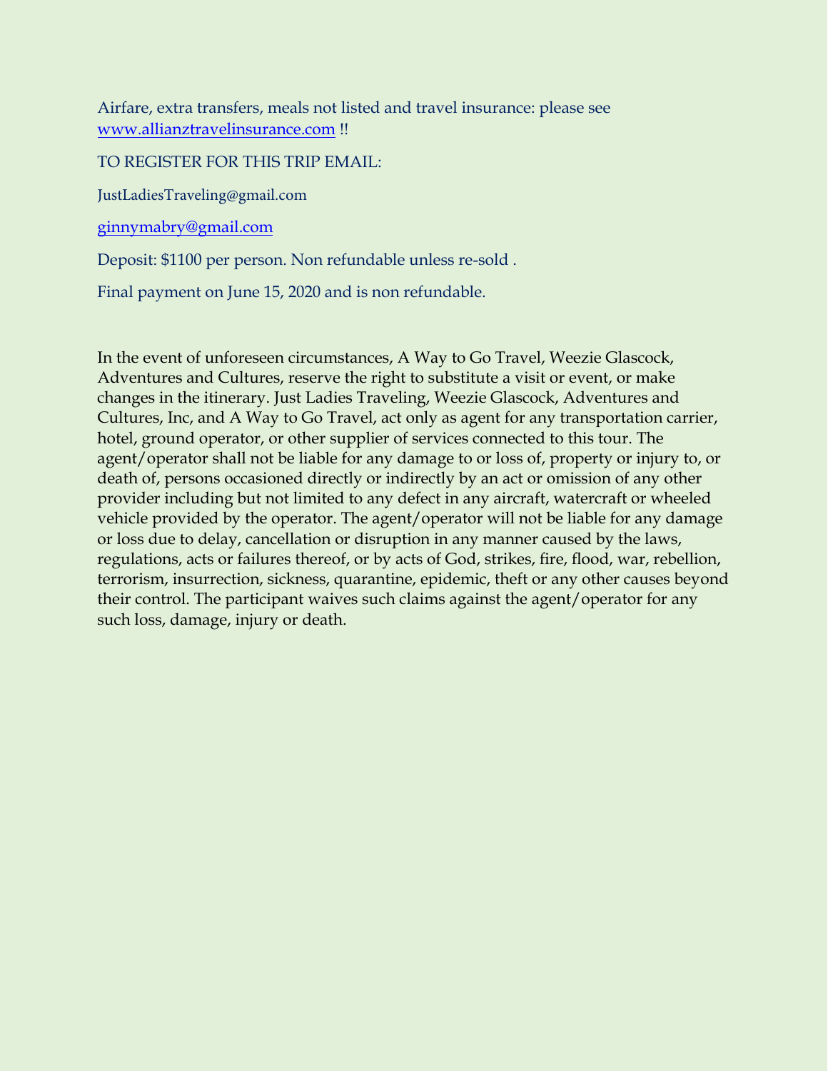Airfare, extra transfers, meals not listed and travel insurance: please see www.allianztravelinsurance.com !!

TO REGISTER FOR THIS TRIP EMAIL:

JustLadiesTraveling@gmail.com

ginnymabry@gmail.com

Deposit: $1100 per person. Non refundable unless re-sold .

Final payment on June 15, 2020 and is non refundable.

In the event of unforeseen circumstances, A Way to Go Travel, Weezie Glascock, Adventures and Cultures, reserve the right to substitute a visit or event, or make changes in the itinerary. Just Ladies Traveling, Weezie Glascock, Adventures and Cultures, Inc, and A Way to Go Travel, act only as agent for any transportation carrier, hotel, ground operator, or other supplier of services connected to this tour. The agent/operator shall not be liable for any damage to or loss of, property or injury to, or death of, persons occasioned directly or indirectly by an act or omission of any other provider including but not limited to any defect in any aircraft, watercraft or wheeled vehicle provided by the operator. The agent/operator will not be liable for any damage or loss due to delay, cancellation or disruption in any manner caused by the laws, regulations, acts or failures thereof, or by acts of God, strikes, fire, flood, war, rebellion, terrorism, insurrection, sickness, quarantine, epidemic, theft or any other causes beyond their control. The participant waives such claims against the agent/operator for any such loss, damage, injury or death.